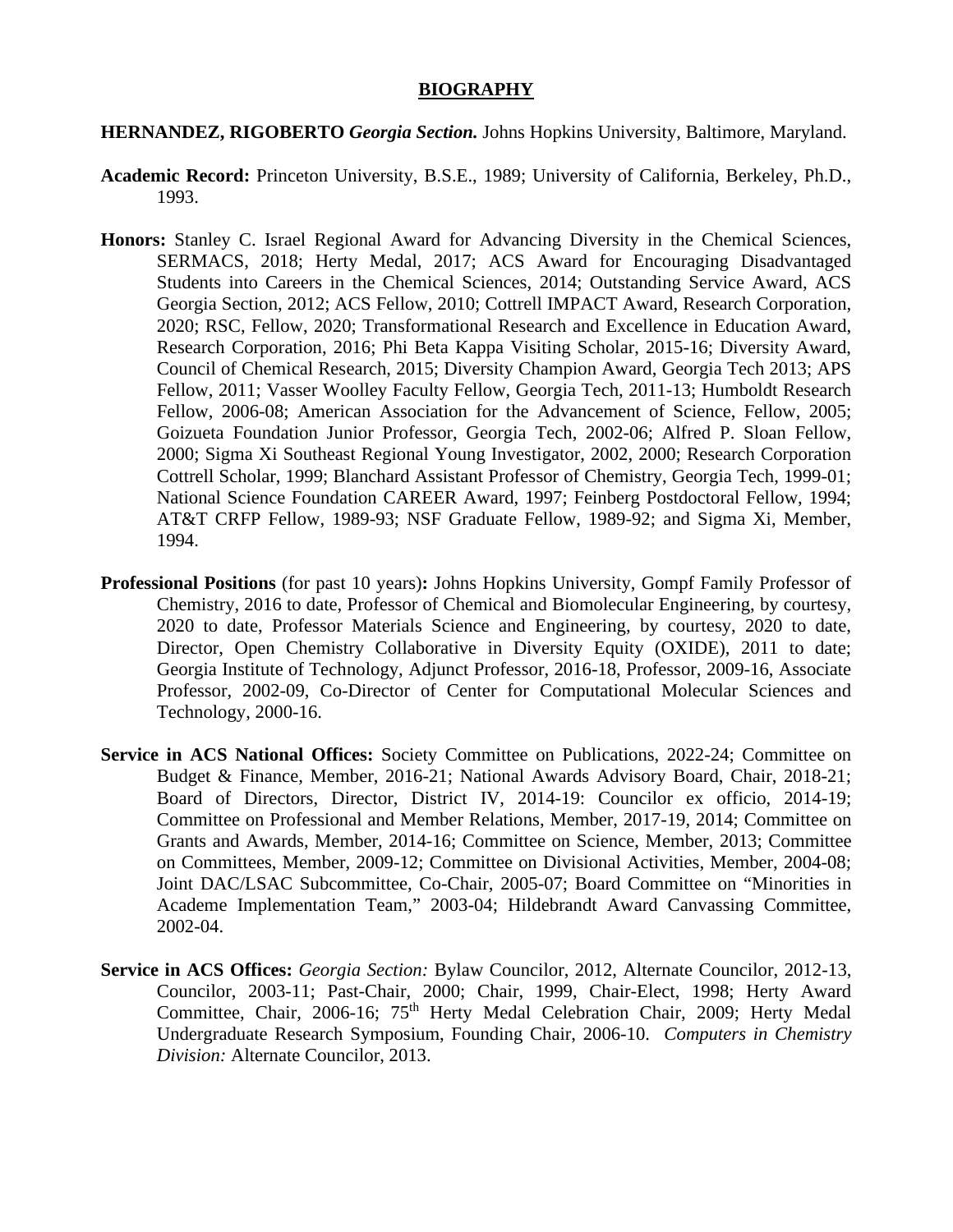# BIOGRAPHY

**HERNANDEZ, RIGOBERTO** ***Georgia Section.*** Johns Hopkins University, Baltimore, Maryland.

**Academic Record:** Princeton University, B.S.E., 1989; University of California, Berkeley, Ph.D., 1993.

**Honors:** Stanley C. Israel Regional Award for Advancing Diversity in the Chemical Sciences, SERMACS, 2018; Herty Medal, 2017; ACS Award for Encouraging Disadvantaged Students into Careers in the Chemical Sciences, 2014; Outstanding Service Award, ACS Georgia Section, 2012; ACS Fellow, 2010; Cottrell IMPACT Award, Research Corporation, 2020; RSC, Fellow, 2020; Transformational Research and Excellence in Education Award, Research Corporation, 2016; Phi Beta Kappa Visiting Scholar, 2015-16; Diversity Award, Council of Chemical Research, 2015; Diversity Champion Award, Georgia Tech 2013; APS Fellow, 2011; Vasser Woolley Faculty Fellow, Georgia Tech, 2011-13; Humboldt Research Fellow, 2006-08; American Association for the Advancement of Science, Fellow, 2005; Goizueta Foundation Junior Professor, Georgia Tech, 2002-06; Alfred P. Sloan Fellow, 2000; Sigma Xi Southeast Regional Young Investigator, 2002, 2000; Research Corporation Cottrell Scholar, 1999; Blanchard Assistant Professor of Chemistry, Georgia Tech, 1999-01; National Science Foundation CAREER Award, 1997; Feinberg Postdoctoral Fellow, 1994; AT&T CRFP Fellow, 1989-93; NSF Graduate Fellow, 1989-92; and Sigma Xi, Member, 1994.

**Professional Positions** (for past 10 years)**:** Johns Hopkins University, Gompf Family Professor of Chemistry, 2016 to date, Professor of Chemical and Biomolecular Engineering, by courtesy, 2020 to date, Professor Materials Science and Engineering, by courtesy, 2020 to date, Director, Open Chemistry Collaborative in Diversity Equity (OXIDE), 2011 to date; Georgia Institute of Technology, Adjunct Professor, 2016-18, Professor, 2009-16, Associate Professor, 2002-09, Co-Director of Center for Computational Molecular Sciences and Technology, 2000-16.

**Service in ACS National Offices:** Society Committee on Publications, 2022-24; Committee on Budget & Finance, Member, 2016-21; National Awards Advisory Board, Chair, 2018-21; Board of Directors, Director, District IV, 2014-19: Councilor ex officio, 2014-19; Committee on Professional and Member Relations, Member, 2017-19, 2014; Committee on Grants and Awards, Member, 2014-16; Committee on Science, Member, 2013; Committee on Committees, Member, 2009-12; Committee on Divisional Activities, Member, 2004-08; Joint DAC/LSAC Subcommittee, Co-Chair, 2005-07; Board Committee on "Minorities in Academe Implementation Team," 2003-04; Hildebrandt Award Canvassing Committee, 2002-04.

**Service in ACS Offices:** *Georgia Section:* Bylaw Councilor, 2012, Alternate Councilor, 2012-13, Councilor, 2003-11; Past-Chair, 2000; Chair, 1999, Chair-Elect, 1998; Herty Award Committee, Chair, 2006-16; 75th Herty Medal Celebration Chair, 2009; Herty Medal Undergraduate Research Symposium, Founding Chair, 2006-10. *Computers in Chemistry Division:* Alternate Councilor, 2013.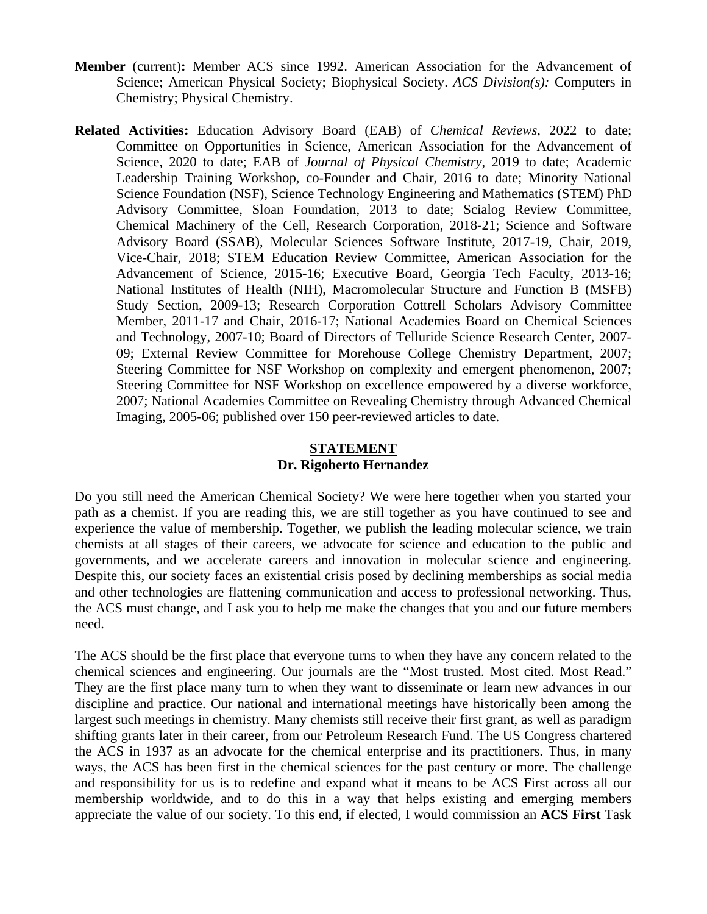**Member** (current)**:** Member ACS since 1992. American Association for the Advancement of Science; American Physical Society; Biophysical Society. *ACS Division(s):* Computers in Chemistry; Physical Chemistry.

**Related Activities:** Education Advisory Board (EAB) of *Chemical Reviews*, 2022 to date; Committee on Opportunities in Science, American Association for the Advancement of Science, 2020 to date; EAB of *Journal of Physical Chemistry*, 2019 to date; Academic Leadership Training Workshop, co-Founder and Chair, 2016 to date; Minority National Science Foundation (NSF), Science Technology Engineering and Mathematics (STEM) PhD Advisory Committee, Sloan Foundation, 2013 to date; Scialog Review Committee, Chemical Machinery of the Cell, Research Corporation, 2018-21; Science and Software Advisory Board (SSAB), Molecular Sciences Software Institute, 2017-19, Chair, 2019, Vice-Chair, 2018; STEM Education Review Committee, American Association for the Advancement of Science, 2015-16; Executive Board, Georgia Tech Faculty, 2013-16; National Institutes of Health (NIH), Macromolecular Structure and Function B (MSFB) Study Section, 2009-13; Research Corporation Cottrell Scholars Advisory Committee Member, 2011-17 and Chair, 2016-17; National Academies Board on Chemical Sciences and Technology, 2007-10; Board of Directors of Telluride Science Research Center, 2007-09; External Review Committee for Morehouse College Chemistry Department, 2007; Steering Committee for NSF Workshop on complexity and emergent phenomenon, 2007; Steering Committee for NSF Workshop on excellence empowered by a diverse workforce, 2007; National Academies Committee on Revealing Chemistry through Advanced Chemical Imaging, 2005-06; published over 150 peer-reviewed articles to date.

## STATEMENT
### Dr. Rigoberto Hernandez

Do you still need the American Chemical Society? We were here together when you started your path as a chemist. If you are reading this, we are still together as you have continued to see and experience the value of membership. Together, we publish the leading molecular science, we train chemists at all stages of their careers, we advocate for science and education to the public and governments, and we accelerate careers and innovation in molecular science and engineering. Despite this, our society faces an existential crisis posed by declining memberships as social media and other technologies are flattening communication and access to professional networking. Thus, the ACS must change, and I ask you to help me make the changes that you and our future members need.

The ACS should be the first place that everyone turns to when they have any concern related to the chemical sciences and engineering. Our journals are the "Most trusted. Most cited. Most Read." They are the first place many turn to when they want to disseminate or learn new advances in our discipline and practice. Our national and international meetings have historically been among the largest such meetings in chemistry. Many chemists still receive their first grant, as well as paradigm shifting grants later in their career, from our Petroleum Research Fund. The US Congress chartered the ACS in 1937 as an advocate for the chemical enterprise and its practitioners. Thus, in many ways, the ACS has been first in the chemical sciences for the past century or more. The challenge and responsibility for us is to redefine and expand what it means to be ACS First across all our membership worldwide, and to do this in a way that helps existing and emerging members appreciate the value of our society. To this end, if elected, I would commission an **ACS First** Task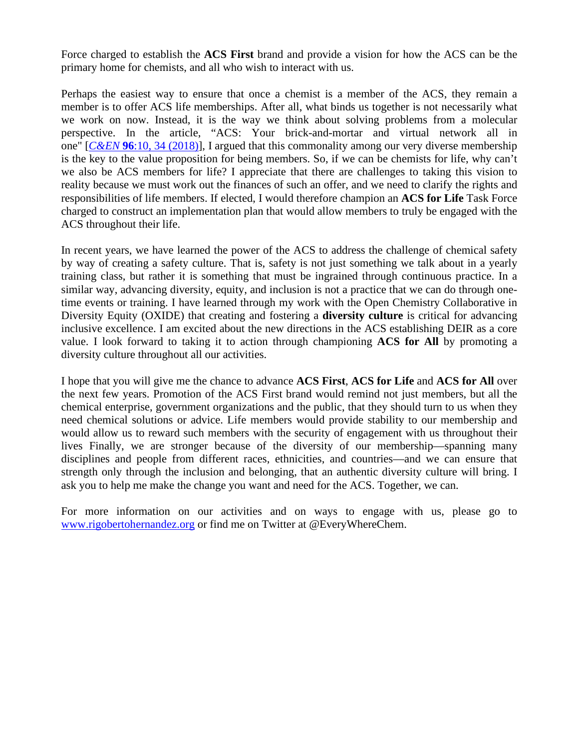Force charged to establish the **ACS First** brand and provide a vision for how the ACS can be the primary home for chemists, and all who wish to interact with us.

Perhaps the easiest way to ensure that once a chemist is a member of the ACS, they remain a member is to offer ACS life memberships. After all, what binds us together is not necessarily what we work on now. Instead, it is the way we think about solving problems from a molecular perspective. In the article, "ACS: Your brick-and-mortar and virtual network all in one" [*C&EN* **96**:10, 34 (2018)], I argued that this commonality among our very diverse membership is the key to the value proposition for being members. So, if we can be chemists for life, why can't we also be ACS members for life? I appreciate that there are challenges to taking this vision to reality because we must work out the finances of such an offer, and we need to clarify the rights and responsibilities of life members. If elected, I would therefore champion an **ACS for Life** Task Force charged to construct an implementation plan that would allow members to truly be engaged with the ACS throughout their life.

In recent years, we have learned the power of the ACS to address the challenge of chemical safety by way of creating a safety culture. That is, safety is not just something we talk about in a yearly training class, but rather it is something that must be ingrained through continuous practice. In a similar way, advancing diversity, equity, and inclusion is not a practice that we can do through one-time events or training. I have learned through my work with the Open Chemistry Collaborative in Diversity Equity (OXIDE) that creating and fostering a **diversity culture** is critical for advancing inclusive excellence. I am excited about the new directions in the ACS establishing DEIR as a core value. I look forward to taking it to action through championing **ACS for All** by promoting a diversity culture throughout all our activities.

I hope that you will give me the chance to advance **ACS First**, **ACS for Life** and **ACS for All** over the next few years. Promotion of the ACS First brand would remind not just members, but all the chemical enterprise, government organizations and the public, that they should turn to us when they need chemical solutions or advice. Life members would provide stability to our membership and would allow us to reward such members with the security of engagement with us throughout their lives Finally, we are stronger because of the diversity of our membership—spanning many disciplines and people from different races, ethnicities, and countries—and we can ensure that strength only through the inclusion and belonging, that an authentic diversity culture will bring. I ask you to help me make the change you want and need for the ACS. Together, we can.

For more information on our activities and on ways to engage with us, please go to www.rigobertohernandez.org or find me on Twitter at @EveryWhereChem.